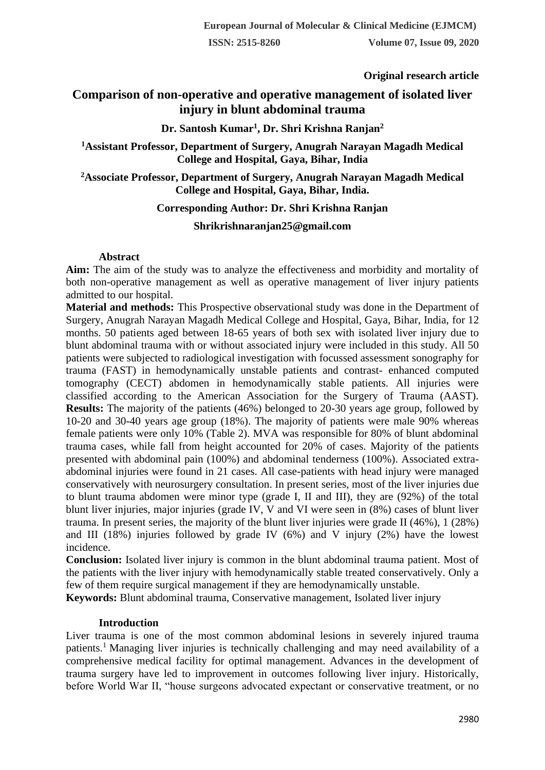**Original research article**

# Comparison of non-operative and operative management of isolated liver injury in blunt abdominal trauma

**Dr. Santosh Kumar[1], Dr. Shri Krishna Ranjan[2]**

**[1]Assistant Professor, Department of Surgery, Anugrah Narayan Magadh Medical College and Hospital, Gaya, Bihar, India**

**[2]Associate Professor, Department of Surgery, Anugrah Narayan Magadh Medical College and Hospital, Gaya, Bihar, India.**

**Corresponding Author: Dr. Shri Krishna Ranjan**

**Shrikrishnaranjan25@gmail.com**

## Abstract

**Aim:** The aim of the study was to analyze the effectiveness and morbidity and mortality of both non-operative management as well as operative management of liver injury patients admitted to our hospital.

**Material and methods:** This Prospective observational study was done in the Department of Surgery, Anugrah Narayan Magadh Medical College and Hospital, Gaya, Bihar, India, for 12 months. 50 patients aged between 18-65 years of both sex with isolated liver injury due to blunt abdominal trauma with or without associated injury were included in this study. All 50 patients were subjected to radiological investigation with focussed assessment sonography for trauma (FAST) in hemodynamically unstable patients and contrast- enhanced computed tomography (CECT) abdomen in hemodynamically stable patients. All injuries were classified according to the American Association for the Surgery of Trauma (AAST).

**Results:** The majority of the patients (46%) belonged to 20-30 years age group, followed by 10-20 and 30-40 years age group (18%). The majority of patients were male 90% whereas female patients were only 10% (Table 2). MVA was responsible for 80% of blunt abdominal trauma cases, while fall from height accounted for 20% of cases. Majority of the patients presented with abdominal pain (100%) and abdominal tenderness (100%). Associated extra-abdominal injuries were found in 21 cases. All case-patients with head injury were managed conservatively with neurosurgery consultation. In present series, most of the liver injuries due to blunt trauma abdomen were minor type (grade I, II and III), they are (92%) of the total blunt liver injuries, major injuries (grade IV, V and VI were seen in (8%) cases of blunt liver trauma. In present series, the majority of the blunt liver injuries were grade II (46%), 1 (28%) and III (18%) injuries followed by grade IV (6%) and V injury (2%) have the lowest incidence.

**Conclusion:** Isolated liver injury is common in the blunt abdominal trauma patient. Most of the patients with the liver injury with hemodynamically stable treated conservatively. Only a few of them require surgical management if they are hemodynamically unstable.

**Keywords:** Blunt abdominal trauma, Conservative management, Isolated liver injury

## Introduction

Liver trauma is one of the most common abdominal lesions in severely injured trauma patients.[1] Managing liver injuries is technically challenging and may need availability of a comprehensive medical facility for optimal management. Advances in the development of trauma surgery have led to improvement in outcomes following liver injury. Historically, before World War II, "house surgeons advocated expectant or conservative treatment, or no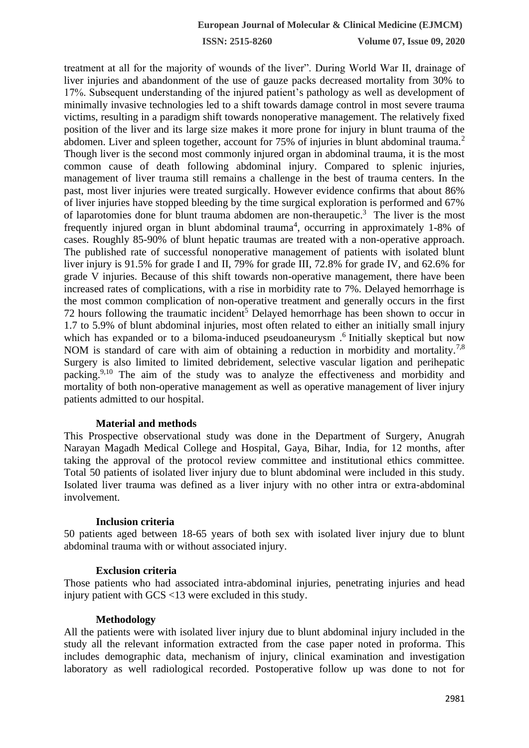treatment at all for the majority of wounds of the liver". During World War II, drainage of liver injuries and abandonment of the use of gauze packs decreased mortality from 30% to 17%. Subsequent understanding of the injured patient's pathology as well as development of minimally invasive technologies led to a shift towards damage control in most severe trauma victims, resulting in a paradigm shift towards nonoperative management. The relatively fixed position of the liver and its large size makes it more prone for injury in blunt trauma of the abdomen. Liver and spleen together, account for 75% of injuries in blunt abdominal trauma.[2] Though liver is the second most commonly injured organ in abdominal trauma, it is the most common cause of death following abdominal injury. Compared to splenic injuries, management of liver trauma still remains a challenge in the best of trauma centers. In the past, most liver injuries were treated surgically. However evidence confirms that about 86% of liver injuries have stopped bleeding by the time surgical exploration is performed and 67% of laparotomies done for blunt trauma abdomen are non-theraupetic.[3] The liver is the most frequently injured organ in blunt abdominal trauma[4], occurring in approximately 1-8% of cases. Roughly 85-90% of blunt hepatic traumas are treated with a non-operative approach. The published rate of successful nonoperative management of patients with isolated blunt liver injury is 91.5% for grade I and II, 79% for grade III, 72.8% for grade IV, and 62.6% for grade V injuries. Because of this shift towards non-operative management, there have been increased rates of complications, with a rise in morbidity rate to 7%. Delayed hemorrhage is the most common complication of non-operative treatment and generally occurs in the first 72 hours following the traumatic incident[5] Delayed hemorrhage has been shown to occur in 1.7 to 5.9% of blunt abdominal injuries, most often related to either an initially small injury which has expanded or to a biloma-induced pseudoaneurysm .[6] Initially skeptical but now NOM is standard of care with aim of obtaining a reduction in morbidity and mortality.[7,8] Surgery is also limited to limited debridement, selective vascular ligation and perihepatic packing.[9,10] The aim of the study was to analyze the effectiveness and morbidity and mortality of both non-operative management as well as operative management of liver injury patients admitted to our hospital.

## Material and methods

This Prospective observational study was done in the Department of Surgery, Anugrah Narayan Magadh Medical College and Hospital, Gaya, Bihar, India, for 12 months, after taking the approval of the protocol review committee and institutional ethics committee. Total 50 patients of isolated liver injury due to blunt abdominal were included in this study. Isolated liver trauma was defined as a liver injury with no other intra or extra-abdominal involvement.

### Inclusion criteria

50 patients aged between 18-65 years of both sex with isolated liver injury due to blunt abdominal trauma with or without associated injury.

### Exclusion criteria

Those patients who had associated intra-abdominal injuries, penetrating injuries and head injury patient with GCS <13 were excluded in this study.

### Methodology

All the patients were with isolated liver injury due to blunt abdominal injury included in the study all the relevant information extracted from the case paper noted in proforma. This includes demographic data, mechanism of injury, clinical examination and investigation laboratory as well radiological recorded. Postoperative follow up was done to not for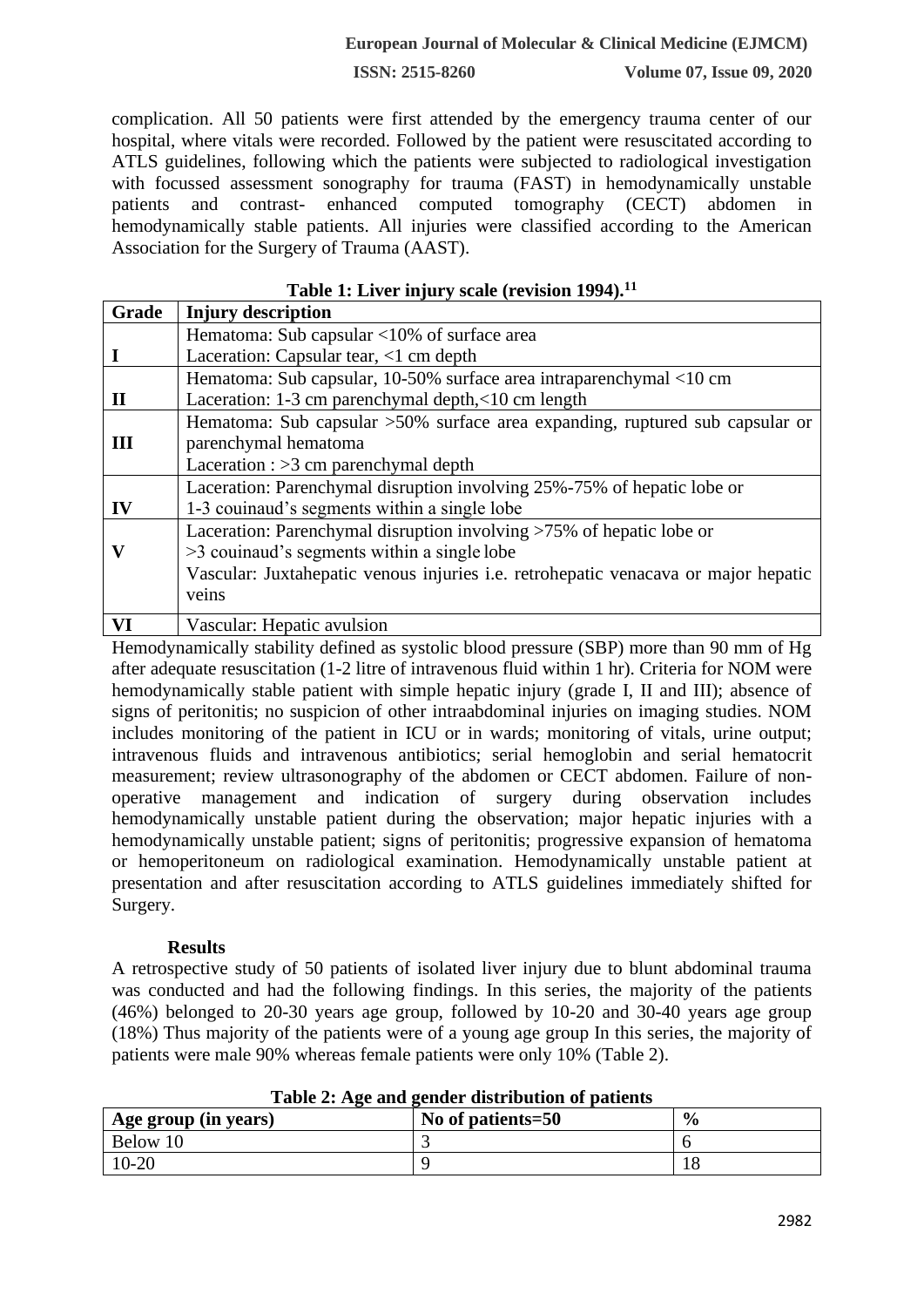complication. All 50 patients were first attended by the emergency trauma center of our hospital, where vitals were recorded. Followed by the patient were resuscitated according to ATLS guidelines, following which the patients were subjected to radiological investigation with focussed assessment sonography for trauma (FAST) in hemodynamically unstable patients and contrast- enhanced computed tomography (CECT) abdomen in hemodynamically stable patients. All injuries were classified according to the American Association for the Surgery of Trauma (AAST).

**Table 1: Liver injury scale (revision 1994).[11]**

| Grade | Injury description |
|---|---|
| I | Hematoma: Sub capsular <10% of surface area<br>Laceration: Capsular tear, <1 cm depth |
| II | Hematoma: Sub capsular, 10-50% surface area intraparenchymal <10 cm<br>Laceration: 1-3 cm parenchymal depth,<10 cm length |
| III | Hematoma: Sub capsular >50% surface area expanding, ruptured sub capsular or parenchymal hematoma<br>Laceration : >3 cm parenchymal depth |
| IV | Laceration: Parenchymal disruption involving 25%-75% of hepatic lobe or 1-3 couinaud's segments within a single lobe |
| V | Laceration: Parenchymal disruption involving >75% of hepatic lobe or >3 couinaud's segments within a single lobe<br>Vascular: Juxtahepatic venous injuries i.e. retrohepatic venacava or major hepatic veins |
| VI | Vascular: Hepatic avulsion |

Hemodynamically stability defined as systolic blood pressure (SBP) more than 90 mm of Hg after adequate resuscitation (1-2 litre of intravenous fluid within 1 hr). Criteria for NOM were hemodynamically stable patient with simple hepatic injury (grade I, II and III); absence of signs of peritonitis; no suspicion of other intraabdominal injuries on imaging studies. NOM includes monitoring of the patient in ICU or in wards; monitoring of vitals, urine output; intravenous fluids and intravenous antibiotics; serial hemoglobin and serial hematocrit measurement; review ultrasonography of the abdomen or CECT abdomen. Failure of non-operative management and indication of surgery during observation includes hemodynamically unstable patient during the observation; major hepatic injuries with a hemodynamically unstable patient; signs of peritonitis; progressive expansion of hematoma or hemoperitoneum on radiological examination. Hemodynamically unstable patient at presentation and after resuscitation according to ATLS guidelines immediately shifted for Surgery.

## Results

A retrospective study of 50 patients of isolated liver injury due to blunt abdominal trauma was conducted and had the following findings. In this series, the majority of the patients (46%) belonged to 20-30 years age group, followed by 10-20 and 30-40 years age group (18%) Thus majority of the patients were of a young age group In this series, the majority of patients were male 90% whereas female patients were only 10% (Table 2).

**Table 2: Age and gender distribution of patients**

| Age group (in years) | No of patients=50 | % |
|---|---|---|
| Below 10 | 3 | 6 |
| 10-20 | 9 | 18 |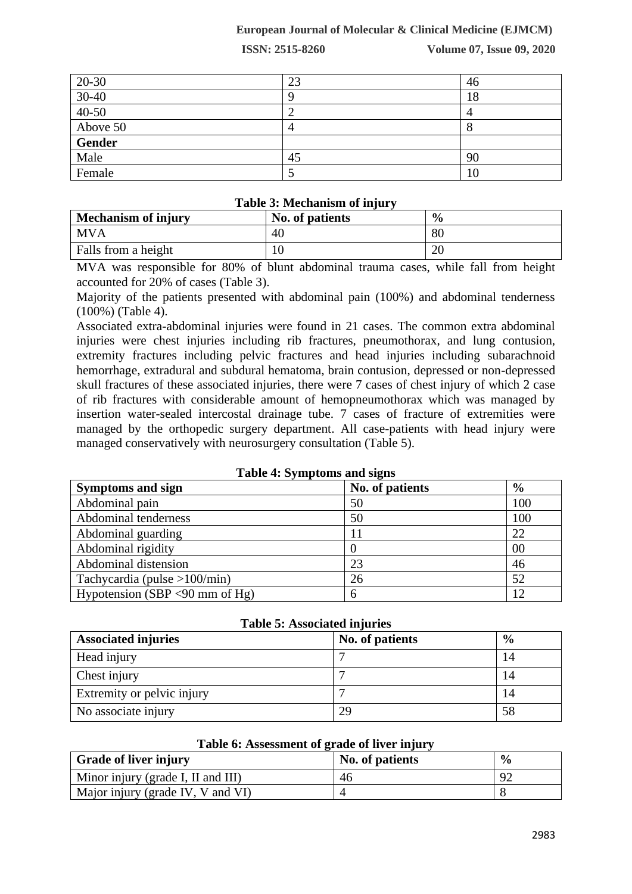| 20-30 | 23 | 46 |
| --- | --- | --- |
| 30-40 | 9 | 18 |
| 40-50 | 2 | 4 |
| Above 50 | 4 | 8 |
| **Gender** | | |
| Male | 45 | 90 |
| Female | 5 | 10 |

**Table 3: Mechanism of injury**

| Mechanism of injury | No. of patients | % |
| --- | --- | --- |
| MVA | 40 | 80 |
| Falls from a height | 10 | 20 |

MVA was responsible for 80% of blunt abdominal trauma cases, while fall from height accounted for 20% of cases (Table 3).

Majority of the patients presented with abdominal pain (100%) and abdominal tenderness (100%) (Table 4).

Associated extra-abdominal injuries were found in 21 cases. The common extra abdominal injuries were chest injuries including rib fractures, pneumothorax, and lung contusion, extremity fractures including pelvic fractures and head injuries including subarachnoid hemorrhage, extradural and subdural hematoma, brain contusion, depressed or non-depressed skull fractures of these associated injuries, there were 7 cases of chest injury of which 2 case of rib fractures with considerable amount of hemopneumothorax which was managed by insertion water-sealed intercostal drainage tube. 7 cases of fracture of extremities were managed by the orthopedic surgery department. All case-patients with head injury were managed conservatively with neurosurgery consultation (Table 5).

**Table 4: Symptoms and signs**

| Symptoms and sign | No. of patients | % |
| --- | --- | --- |
| Abdominal pain | 50 | 100 |
| Abdominal tenderness | 50 | 100 |
| Abdominal guarding | 11 | 22 |
| Abdominal rigidity | 0 | 00 |
| Abdominal distension | 23 | 46 |
| Tachycardia (pulse >100/min) | 26 | 52 |
| Hypotension (SBP <90 mm of Hg) | 6 | 12 |

**Table 5: Associated injuries**

| Associated injuries | No. of patients | % |
| --- | --- | --- |
| Head injury | 7 | 14 |
| Chest injury | 7 | 14 |
| Extremity or pelvic injury | 7 | 14 |
| No associate injury | 29 | 58 |

**Table 6: Assessment of grade of liver injury**

| Grade of liver injury | No. of patients | % |
| --- | --- | --- |
| Minor injury (grade I, II and III) | 46 | 92 |
| Major injury (grade IV, V and VI) | 4 | 8 |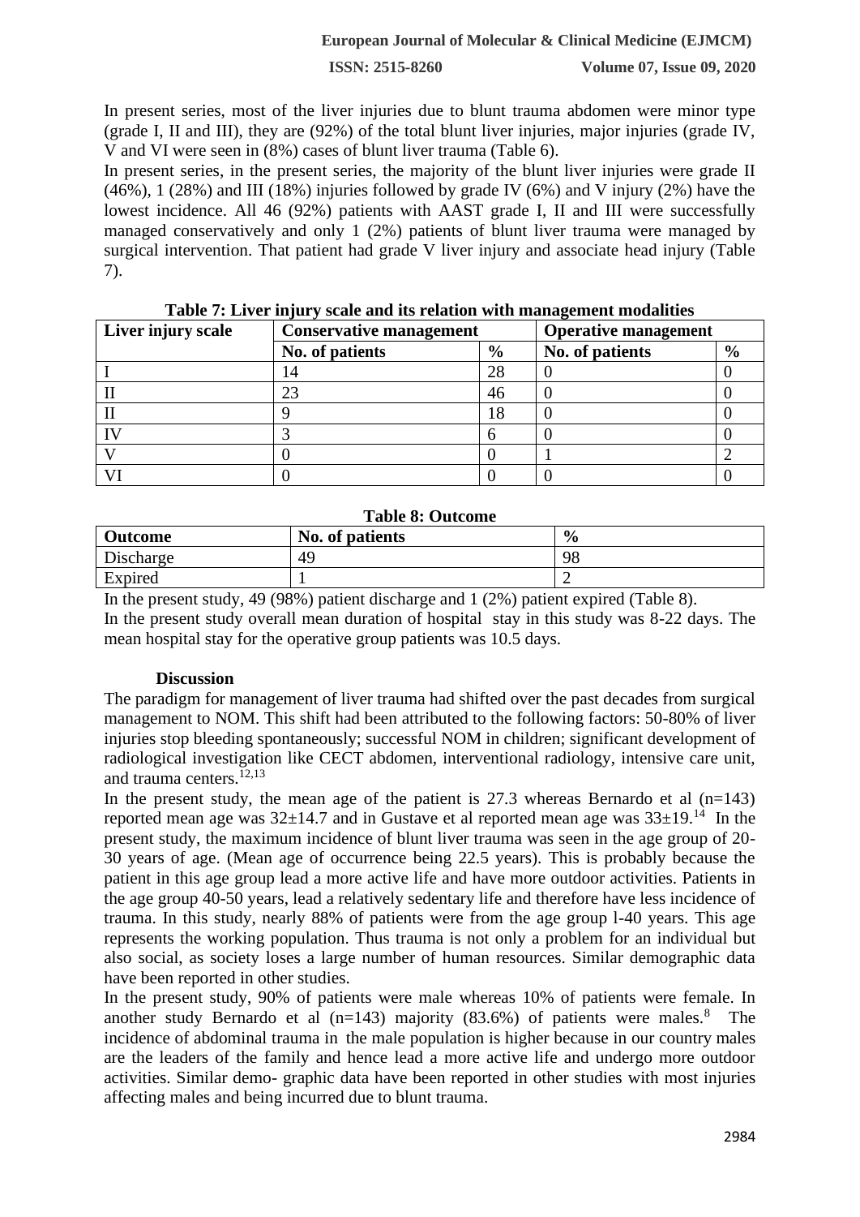In present series, most of the liver injuries due to blunt trauma abdomen were minor type (grade I, II and III), they are (92%) of the total blunt liver injuries, major injuries (grade IV, V and VI were seen in (8%) cases of blunt liver trauma (Table 6).

In present series, in the present series, the majority of the blunt liver injuries were grade II (46%), 1 (28%) and III (18%) injuries followed by grade IV (6%) and V injury (2%) have the lowest incidence. All 46 (92%) patients with AAST grade I, II and III were successfully managed conservatively and only 1 (2%) patients of blunt liver trauma were managed by surgical intervention. That patient had grade V liver injury and associate head injury (Table 7).

**Table 7: Liver injury scale and its relation with management modalities**

| Liver injury scale | Conservative management | | Operative management | |
|---|---|---|---|---|
| | No. of patients | % | No. of patients | % |
| I | 14 | 28 | 0 | 0 |
| II | 23 | 46 | 0 | 0 |
| II | 9 | 18 | 0 | 0 |
| IV | 3 | 6 | 0 | 0 |
| V | 0 | 0 | 1 | 2 |
| VI | 0 | 0 | 0 | 0 |

**Table 8: Outcome**

| Outcome | No. of patients | % |
|---|---|---|
| Discharge | 49 | 98 |
| Expired | 1 | 2 |

In the present study, 49 (98%) patient discharge and 1 (2%) patient expired (Table 8).

In the present study overall mean duration of hospital stay in this study was 8-22 days. The mean hospital stay for the operative group patients was 10.5 days.

## Discussion

The paradigm for management of liver trauma had shifted over the past decades from surgical management to NOM. This shift had been attributed to the following factors: 50-80% of liver injuries stop bleeding spontaneously; successful NOM in children; significant development of radiological investigation like CECT abdomen, interventional radiology, intensive care unit, and trauma centers.[12,13]

In the present study, the mean age of the patient is 27.3 whereas Bernardo et al (n=143) reported mean age was 32±14.7 and in Gustave et al reported mean age was 33±19.[14] In the present study, the maximum incidence of blunt liver trauma was seen in the age group of 20-30 years of age. (Mean age of occurrence being 22.5 years). This is probably because the patient in this age group lead a more active life and have more outdoor activities. Patients in the age group 40-50 years, lead a relatively sedentary life and therefore have less incidence of trauma. In this study, nearly 88% of patients were from the age group l-40 years. This age represents the working population. Thus trauma is not only a problem for an individual but also social, as society loses a large number of human resources. Similar demographic data have been reported in other studies.

In the present study, 90% of patients were male whereas 10% of patients were female. In another study Bernardo et al (n=143) majority (83.6%) of patients were males.[8] The incidence of abdominal trauma in the male population is higher because in our country males are the leaders of the family and hence lead a more active life and undergo more outdoor activities. Similar demo- graphic data have been reported in other studies with most injuries affecting males and being incurred due to blunt trauma.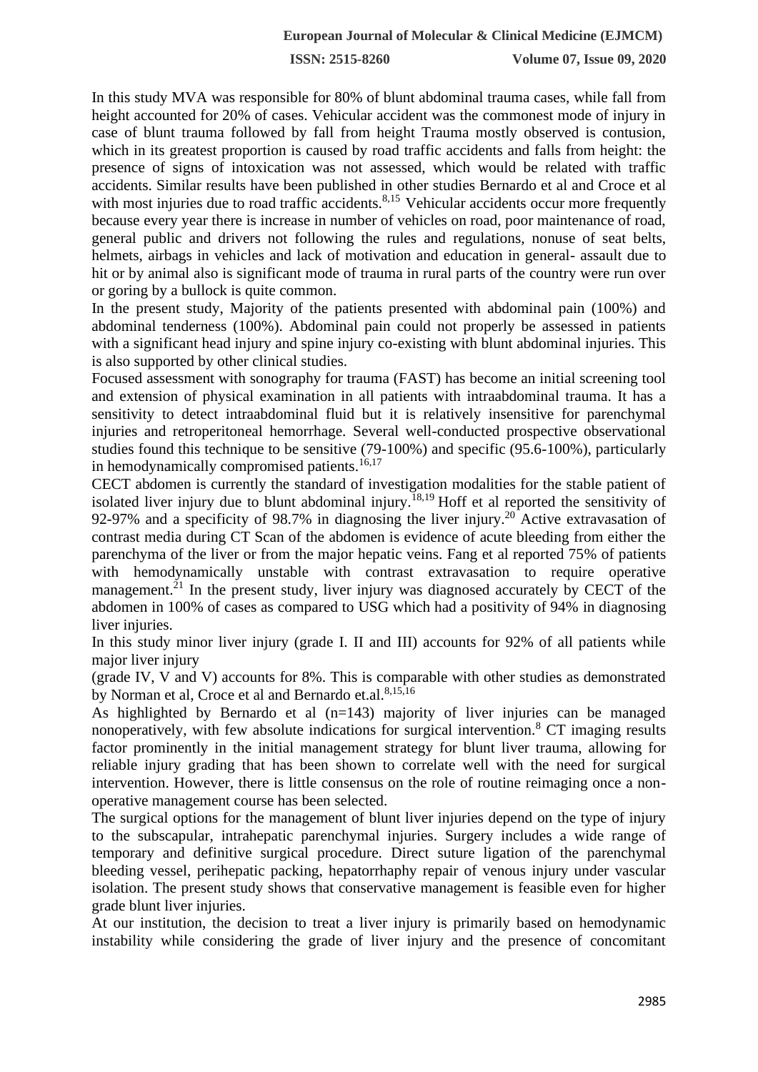In this study MVA was responsible for 80% of blunt abdominal trauma cases, while fall from height accounted for 20% of cases. Vehicular accident was the commonest mode of injury in case of blunt trauma followed by fall from height Trauma mostly observed is contusion, which in its greatest proportion is caused by road traffic accidents and falls from height: the presence of signs of intoxication was not assessed, which would be related with traffic accidents. Similar results have been published in other studies Bernardo et al and Croce et al with most injuries due to road traffic accidents.[8,15] Vehicular accidents occur more frequently because every year there is increase in number of vehicles on road, poor maintenance of road, general public and drivers not following the rules and regulations, nonuse of seat belts, helmets, airbags in vehicles and lack of motivation and education in general- assault due to hit or by animal also is significant mode of trauma in rural parts of the country were run over or goring by a bullock is quite common.

In the present study, Majority of the patients presented with abdominal pain (100%) and abdominal tenderness (100%). Abdominal pain could not properly be assessed in patients with a significant head injury and spine injury co-existing with blunt abdominal injuries. This is also supported by other clinical studies.

Focused assessment with sonography for trauma (FAST) has become an initial screening tool and extension of physical examination in all patients with intraabdominal trauma. It has a sensitivity to detect intraabdominal fluid but it is relatively insensitive for parenchymal injuries and retroperitoneal hemorrhage. Several well-conducted prospective observational studies found this technique to be sensitive (79-100%) and specific (95.6-100%), particularly in hemodynamically compromised patients.[16,17]

CECT abdomen is currently the standard of investigation modalities for the stable patient of isolated liver injury due to blunt abdominal injury.[18,19] Hoff et al reported the sensitivity of 92-97% and a specificity of 98.7% in diagnosing the liver injury.[20] Active extravasation of contrast media during CT Scan of the abdomen is evidence of acute bleeding from either the parenchyma of the liver or from the major hepatic veins. Fang et al reported 75% of patients with hemodynamically unstable with contrast extravasation to require operative management.[21] In the present study, liver injury was diagnosed accurately by CECT of the abdomen in 100% of cases as compared to USG which had a positivity of 94% in diagnosing liver injuries.

In this study minor liver injury (grade I. II and III) accounts for 92% of all patients while major liver injury (grade IV, V and V) accounts for 8%. This is comparable with other studies as demonstrated by Norman et al, Croce et al and Bernardo et.al.[8,15,16]

As highlighted by Bernardo et al (n=143) majority of liver injuries can be managed nonoperatively, with few absolute indications for surgical intervention.[8] CT imaging results factor prominently in the initial management strategy for blunt liver trauma, allowing for reliable injury grading that has been shown to correlate well with the need for surgical intervention. However, there is little consensus on the role of routine reimaging once a non-operative management course has been selected.

The surgical options for the management of blunt liver injuries depend on the type of injury to the subscapular, intrahepatic parenchymal injuries. Surgery includes a wide range of temporary and definitive surgical procedure. Direct suture ligation of the parenchymal bleeding vessel, perihepatic packing, hepatorrhaphy repair of venous injury under vascular isolation. The present study shows that conservative management is feasible even for higher grade blunt liver injuries.

At our institution, the decision to treat a liver injury is primarily based on hemodynamic instability while considering the grade of liver injury and the presence of concomitant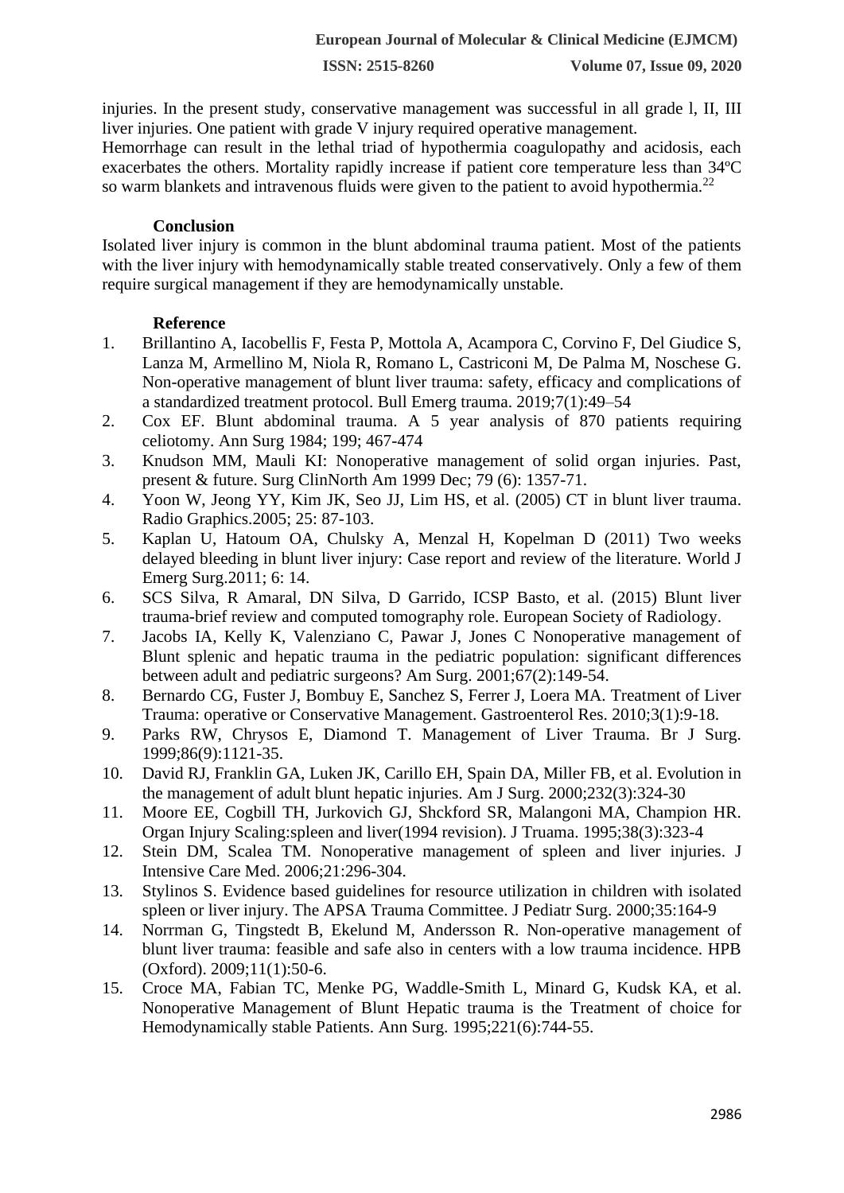injuries. In the present study, conservative management was successful in all grade l, II, III liver injuries. One patient with grade V injury required operative management.

Hemorrhage can result in the lethal triad of hypothermia coagulopathy and acidosis, each exacerbates the others. Mortality rapidly increase if patient core temperature less than 34ºC so warm blankets and intravenous fluids were given to the patient to avoid hypothermia.[22]

## Conclusion

Isolated liver injury is common in the blunt abdominal trauma patient. Most of the patients with the liver injury with hemodynamically stable treated conservatively. Only a few of them require surgical management if they are hemodynamically unstable.

## Reference

1. Brillantino A, Iacobellis F, Festa P, Mottola A, Acampora C, Corvino F, Del Giudice S, Lanza M, Armellino M, Niola R, Romano L, Castriconi M, De Palma M, Noschese G. Non-operative management of blunt liver trauma: safety, efficacy and complications of a standardized treatment protocol. Bull Emerg trauma. 2019;7(1):49–54
2. Cox EF. Blunt abdominal trauma. A 5 year analysis of 870 patients requiring celiotomy. Ann Surg 1984; 199; 467-474
3. Knudson MM, Mauli KI: Nonoperative management of solid organ injuries. Past, present & future. Surg ClinNorth Am 1999 Dec; 79 (6): 1357-71.
4. Yoon W, Jeong YY, Kim JK, Seo JJ, Lim HS, et al. (2005) CT in blunt liver trauma. Radio Graphics.2005; 25: 87-103.
5. Kaplan U, Hatoum OA, Chulsky A, Menzal H, Kopelman D (2011) Two weeks delayed bleeding in blunt liver injury: Case report and review of the literature. World J Emerg Surg.2011; 6: 14.
6. SCS Silva, R Amaral, DN Silva, D Garrido, ICSP Basto, et al. (2015) Blunt liver trauma-brief review and computed tomography role. European Society of Radiology.
7. Jacobs IA, Kelly K, Valenziano C, Pawar J, Jones C Nonoperative management of Blunt splenic and hepatic trauma in the pediatric population: significant differences between adult and pediatric surgeons? Am Surg. 2001;67(2):149-54.
8. Bernardo CG, Fuster J, Bombuy E, Sanchez S, Ferrer J, Loera MA. Treatment of Liver Trauma: operative or Conservative Management. Gastroenterol Res. 2010;3(1):9-18.
9. Parks RW, Chrysos E, Diamond T. Management of Liver Trauma. Br J Surg. 1999;86(9):1121-35.
10. David RJ, Franklin GA, Luken JK, Carillo EH, Spain DA, Miller FB, et al. Evolution in the management of adult blunt hepatic injuries. Am J Surg. 2000;232(3):324-30
11. Moore EE, Cogbill TH, Jurkovich GJ, Shckford SR, Malangoni MA, Champion HR. Organ Injury Scaling:spleen and liver(1994 revision). J Truama. 1995;38(3):323-4
12. Stein DM, Scalea TM. Nonoperative management of spleen and liver injuries. J Intensive Care Med. 2006;21:296-304.
13. Stylinos S. Evidence based guidelines for resource utilization in children with isolated spleen or liver injury. The APSA Trauma Committee. J Pediatr Surg. 2000;35:164-9
14. Norrman G, Tingstedt B, Ekelund M, Andersson R. Non-operative management of blunt liver trauma: feasible and safe also in centers with a low trauma incidence. HPB (Oxford). 2009;11(1):50-6.
15. Croce MA, Fabian TC, Menke PG, Waddle-Smith L, Minard G, Kudsk KA, et al. Nonoperative Management of Blunt Hepatic trauma is the Treatment of choice for Hemodynamically stable Patients. Ann Surg. 1995;221(6):744-55.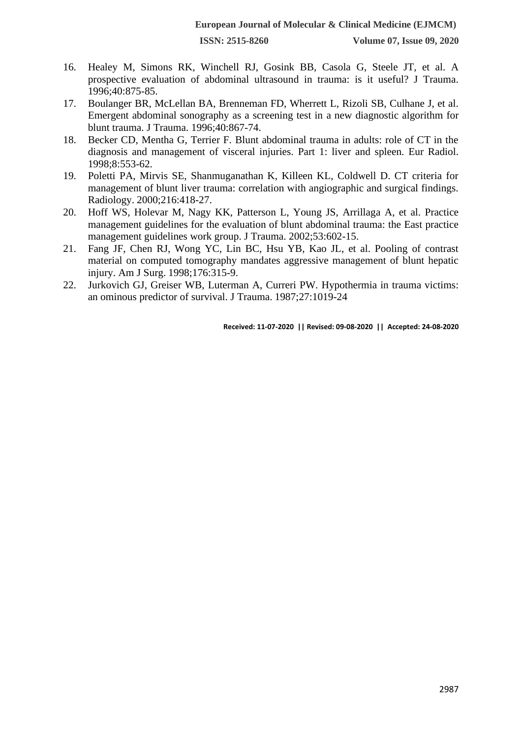16. Healey M, Simons RK, Winchell RJ, Gosink BB, Casola G, Steele JT, et al. A prospective evaluation of abdominal ultrasound in trauma: is it useful? J Trauma. 1996;40:875-85.
17. Boulanger BR, McLellan BA, Brenneman FD, Wherrett L, Rizoli SB, Culhane J, et al. Emergent abdominal sonography as a screening test in a new diagnostic algorithm for blunt trauma. J Trauma. 1996;40:867-74.
18. Becker CD, Mentha G, Terrier F. Blunt abdominal trauma in adults: role of CT in the diagnosis and management of visceral injuries. Part 1: liver and spleen. Eur Radiol. 1998;8:553-62.
19. Poletti PA, Mirvis SE, Shanmuganathan K, Killeen KL, Coldwell D. CT criteria for management of blunt liver trauma: correlation with angiographic and surgical findings. Radiology. 2000;216:418-27.
20. Hoff WS, Holevar M, Nagy KK, Patterson L, Young JS, Arrillaga A, et al. Practice management guidelines for the evaluation of blunt abdominal trauma: the East practice management guidelines work group. J Trauma. 2002;53:602-15.
21. Fang JF, Chen RJ, Wong YC, Lin BC, Hsu YB, Kao JL, et al. Pooling of contrast material on computed tomography mandates aggressive management of blunt hepatic injury. Am J Surg. 1998;176:315-9.
22. Jurkovich GJ, Greiser WB, Luterman A, Curreri PW. Hypothermia in trauma victims: an ominous predictor of survival. J Trauma. 1987;27:1019-24

**Received: 11-07-2020 || Revised: 09-08-2020 || Accepted: 24-08-2020**